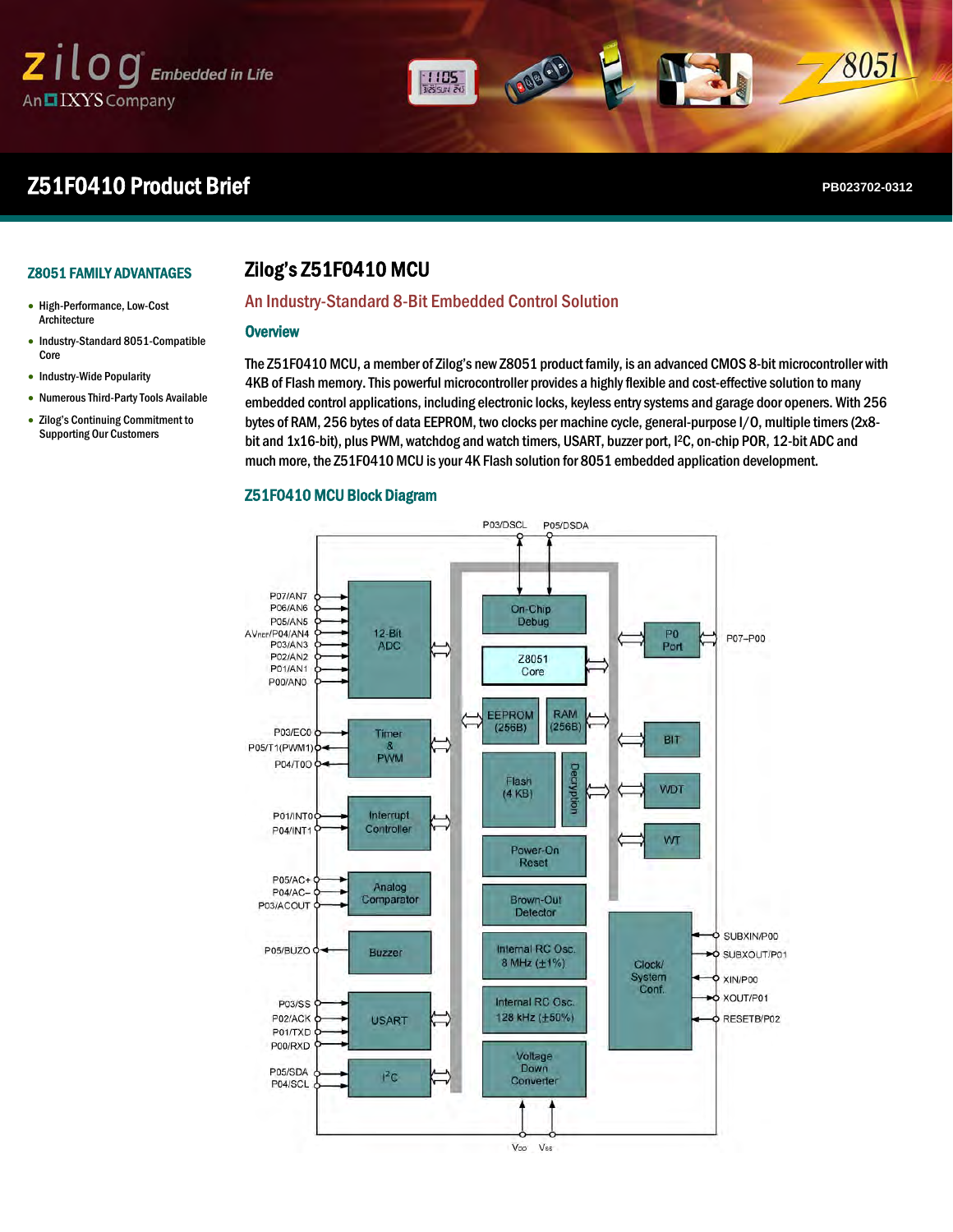# Z51F0410 Product Brief

PB023702-0312

## Z8051 FAMILY ADVANTAGES

- High-Performance, Low-Cost Architecture
- Industry-Standard 8051-Compatible Core
- Industry-Wide Popularity
- Numerous Third-Party Tools Available
- Zilog's Continuing Commitment to Supporting Our Customers

# Zilog's Z51F0410 MCU

## An Industry-Standard 8-Bit Embedded Control Solution

### Overview

The Z51F0410 MCU, a member of Zilog's new Z8051 product family, is an advanced CMOS 8-bit microcontroller with 4KB of Flash memory. This powerful microcontroller provides a highly flexible and cost-effective solution to many embedded control applications, including electronic locks, keyless entry systems and garage door openers. With 256 bytes of RAM, 256 bytes of data EEPROM, two clocks per machine cycle, general-purpose I/O, multiple timers (2x8-bit and 1x16-bit), plus PWM, watchdog and watch timers, USART, buzzer port, I²C, on-chip POR, 12-bit ADC and much more, the Z51F0410 MCU is your 4K Flash solution for 8051 embedded application development.

### Z51F0410 MCU Block Diagram

P03/DSCL, P05/DSDA

P07/AN7, P06/AN6, P05/AN5, AVREF/P04/AN4, P03/AN3, P02/AN2, P01/AN1, P00/AN0 — 12-Bit ADC

P03/EC0, P05/T1(PWM1), P04/T0O — Timer & PWM

P01/INT0, P04/INT1 — Interrupt Controller

P05/AC+, P04/AC–, P03/ACOUT — Analog Comparator

P05/BUZO — Buzzer

P03/SS, P02/ACK, P01/TXD, P00/RXD — USART

P05/SDA, P04/SCL — I²C

On-Chip Debug; Z8051 Core; EEPROM (256B); RAM (256B); Flash (4 KB); Decryption; Power-On Reset; Brown-Out Detector; Internal RC Osc. 8 MHz (±1%); Internal RC Osc. 128 kHz (±50%); Voltage Down Converter

P0 Port — P07–P00; BIT; WDT; WT

Clock/System Conf. — SUBXIN/P00, SUBXOUT/P01, XIN/P00, XOUT/P01, RESETB/P02

VDD, VSS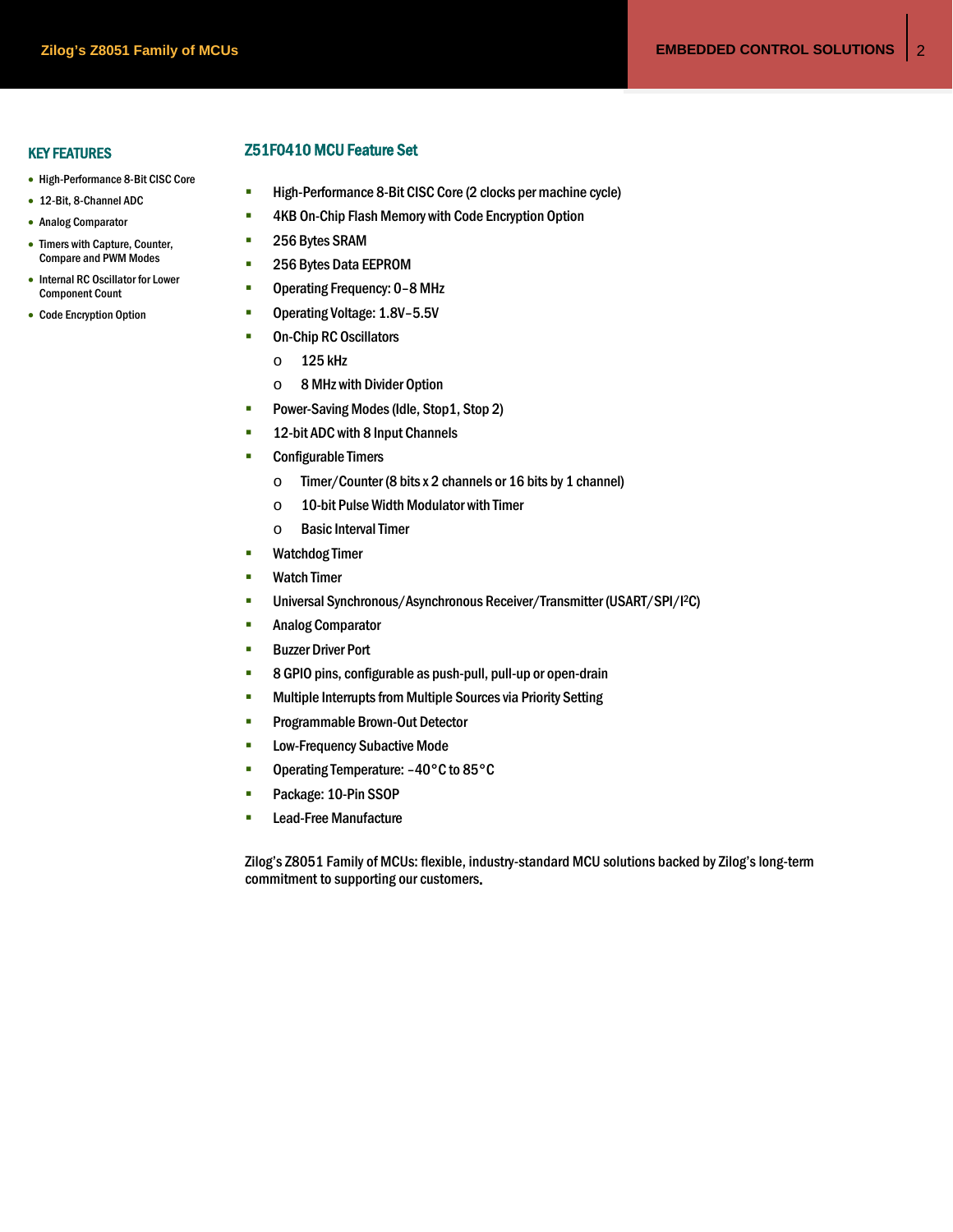## KEY FEATURES

- High-Performance 8-Bit CISC Core
- 12-Bit, 8-Channel ADC
- Analog Comparator
- Timers with Capture, Counter, Compare and PWM Modes
- Internal RC Oscillator for Lower Component Count
- Code Encryption Option

## Z51F0410 MCU Feature Set

- High-Performance 8-Bit CISC Core (2 clocks per machine cycle)
- 4KB On-Chip Flash Memory with Code Encryption Option
- 256 Bytes SRAM
- 256 Bytes Data EEPROM
- Operating Frequency: 0–8 MHz
- Operating Voltage: 1.8V–5.5V
- On-Chip RC Oscillators
  - 125 kHz
  - 8 MHz with Divider Option
- Power-Saving Modes (Idle, Stop1, Stop 2)
- 12-bit ADC with 8 Input Channels
- Configurable Timers
  - Timer/Counter (8 bits x 2 channels or 16 bits by 1 channel)
  - 10-bit Pulse Width Modulator with Timer
  - Basic Interval Timer
- Watchdog Timer
- Watch Timer
- Universal Synchronous/Asynchronous Receiver/Transmitter (USART/SPI/I²C)
- Analog Comparator
- Buzzer Driver Port
- 8 GPIO pins, configurable as push-pull, pull-up or open-drain
- Multiple Interrupts from Multiple Sources via Priority Setting
- Programmable Brown-Out Detector
- Low-Frequency Subactive Mode
- Operating Temperature: –40°C to 85°C
- Package: 10-Pin SSOP
- Lead-Free Manufacture

Zilog's Z8051 Family of MCUs: flexible, industry-standard MCU solutions backed by Zilog's long-term commitment to supporting our customers.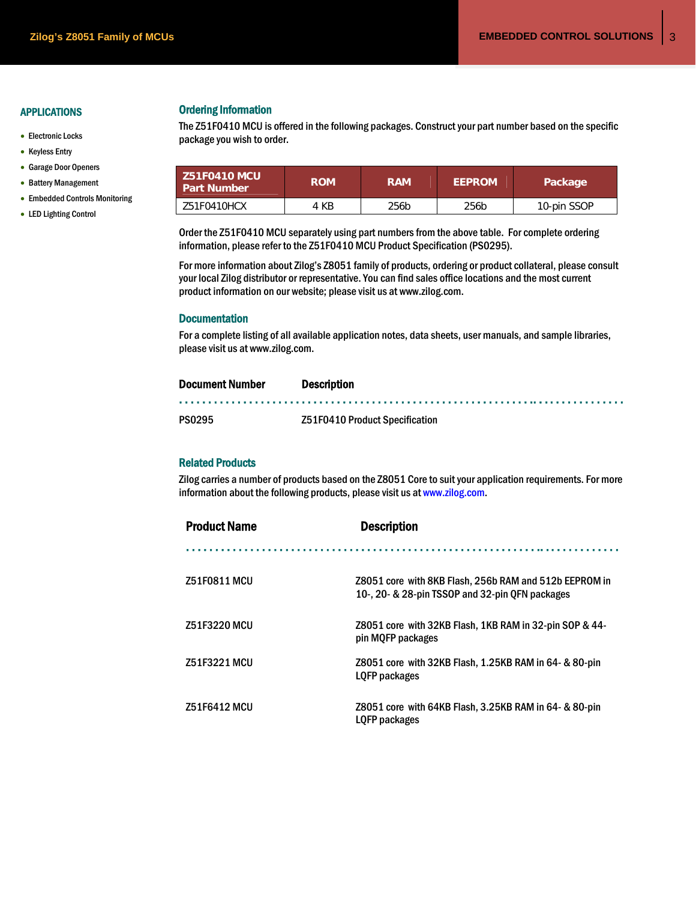## APPLICATIONS

- Electronic Locks
- Keyless Entry
- Garage Door Openers
- Battery Management
- Embedded Controls Monitoring
- LED Lighting Control

## Ordering Information

The Z51F0410 MCU is offered in the following packages. Construct your part number based on the specific package you wish to order.

| Z51F0410 MCU Part Number | ROM | RAM | EEPROM | Package |
|---|---|---|---|---|
| Z51F0410HCX | 4 KB | 256b | 256b | 10-pin SSOP |

Order the Z51F0410 MCU separately using part numbers from the above table. For complete ordering information, please refer to the Z51F0410 MCU Product Specification (PS0295).

For more information about Zilog's Z8051 family of products, ordering or product collateral, please consult your local Zilog distributor or representative. You can find sales office locations and the most current product information on our website; please visit us at www.zilog.com.

## Documentation

For a complete listing of all available application notes, data sheets, user manuals, and sample libraries, please visit us at www.zilog.com.

| Document Number | Description |
|---|---|
| PS0295 | Z51F0410 Product Specification |

## Related Products

Zilog carries a number of products based on the Z8051 Core to suit your application requirements. For more information about the following products, please visit us at www.zilog.com.

| Product Name | Description |
|---|---|
| Z51F0811 MCU | Z8051 core with 8KB Flash, 256b RAM and 512b EEPROM in 10-, 20- & 28-pin TSSOP and 32-pin QFN packages |
| Z51F3220 MCU | Z8051 core with 32KB Flash, 1KB RAM in 32-pin SOP & 44-pin MQFP packages |
| Z51F3221 MCU | Z8051 core with 32KB Flash, 1.25KB RAM in 64- & 80-pin LQFP packages |
| Z51F6412 MCU | Z8051 core with 64KB Flash, 3.25KB RAM in 64- & 80-pin LQFP packages |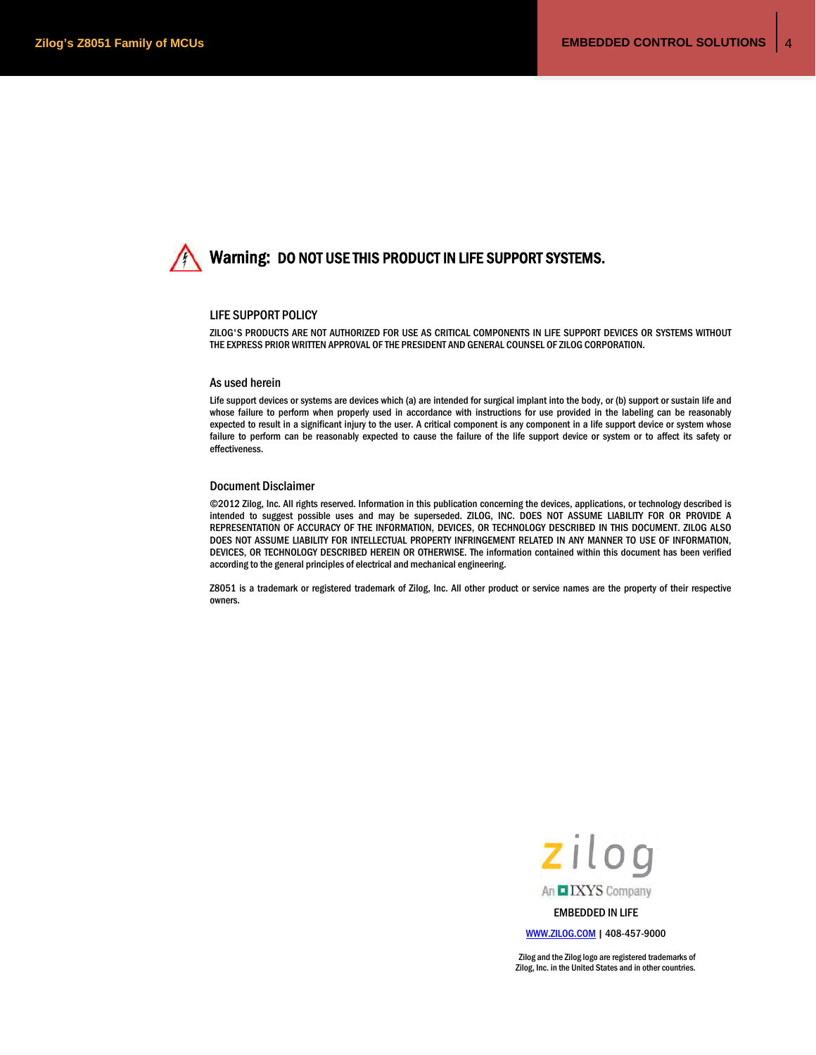**Warning:** DO NOT USE THIS PRODUCT IN LIFE SUPPORT SYSTEMS.

## LIFE SUPPORT POLICY

ZILOG'S PRODUCTS ARE NOT AUTHORIZED FOR USE AS CRITICAL COMPONENTS IN LIFE SUPPORT DEVICES OR SYSTEMS WITHOUT THE EXPRESS PRIOR WRITTEN APPROVAL OF THE PRESIDENT AND GENERAL COUNSEL OF ZILOG CORPORATION.

## As used herein

Life support devices or systems are devices which (a) are intended for surgical implant into the body, or (b) support or sustain life and whose failure to perform when properly used in accordance with instructions for use provided in the labeling can be reasonably expected to result in a significant injury to the user. A critical component is any component in a life support device or system whose failure to perform can be reasonably expected to cause the failure of the life support device or system or to affect its safety or effectiveness.

## Document Disclaimer

©2012 Zilog, Inc. All rights reserved. Information in this publication concerning the devices, applications, or technology described is intended to suggest possible uses and may be superseded. ZILOG, INC. DOES NOT ASSUME LIABILITY FOR OR PROVIDE A REPRESENTATION OF ACCURACY OF THE INFORMATION, DEVICES, OR TECHNOLOGY DESCRIBED IN THIS DOCUMENT. ZILOG ALSO DOES NOT ASSUME LIABILITY FOR INTELLECTUAL PROPERTY INFRINGEMENT RELATED IN ANY MANNER TO USE OF INFORMATION, DEVICES, OR TECHNOLOGY DESCRIBED HEREIN OR OTHERWISE. The information contained within this document has been verified according to the general principles of electrical and mechanical engineering.

Z8051 is a trademark or registered trademark of Zilog, Inc. All other product or service names are the property of their respective owners.

zilog

An IXYS Company

EMBEDDED IN LIFE

WWW.ZILOG.COM | 408-457-9000

Zilog and the Zilog logo are registered trademarks of Zilog, Inc. in the United States and in other countries.